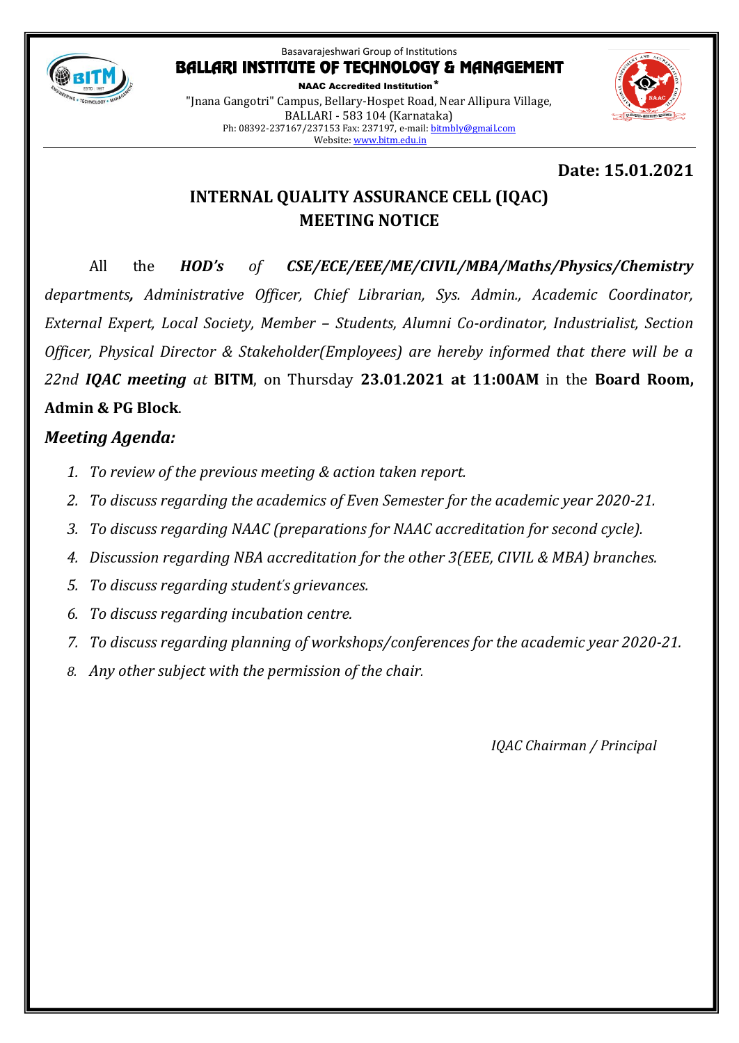Basavarajeshwari Group of Institutions

**BALLARI INSTITUTE OF TECHNOLOGY & MANAGEMENT**

**NAAC Accredited Institution***

"Jnana Gangotri" Campus, Bellary-Hospet Road, Near Allipura Village,
BALLARI - 583 104 (Karnataka)
Ph: 08392-237167/237153 Fax: 237197, e-mail: bitmbly@gmail.com
Website: www.bitm.edu.in

**Date: 15.01.2021**

## INTERNAL QUALITY ASSURANCE CELL (IQAC) MEETING NOTICE

All the ***HOD's*** *of* ***CSE/ECE/EEE/ME/CIVIL/MBA/Maths/Physics/Chemistry*** *departments**,** Administrative Officer, Chief Librarian, Sys. Admin., Academic Coordinator, External Expert, Local Society, Member – Students, Alumni Co-ordinator, Industrialist, Section Officer, Physical Director & Stakeholder(Employees) are hereby informed that there will be a 22nd* ***IQAC meeting*** *at* **BITM**, on Thursday **23.01.2021 at 11:00AM** in the **Board Room, Admin & PG Block**.

### *Meeting Agenda:*

1. *To review of the previous meeting & action taken report.*
2. *To discuss regarding the academics of Even Semester for the academic year 2020-21.*
3. *To discuss regarding NAAC (preparations for NAAC accreditation for second cycle).*
4. *Discussion regarding NBA accreditation for the other 3(EEE, CIVIL & MBA) branches.*
5. *To discuss regarding student's grievances.*
6. *To discuss regarding incubation centre.*
7. *To discuss regarding planning of workshops/conferences for the academic year 2020-21.*
8. *Any other subject with the permission of the chair.*

*IQAC Chairman / Principal*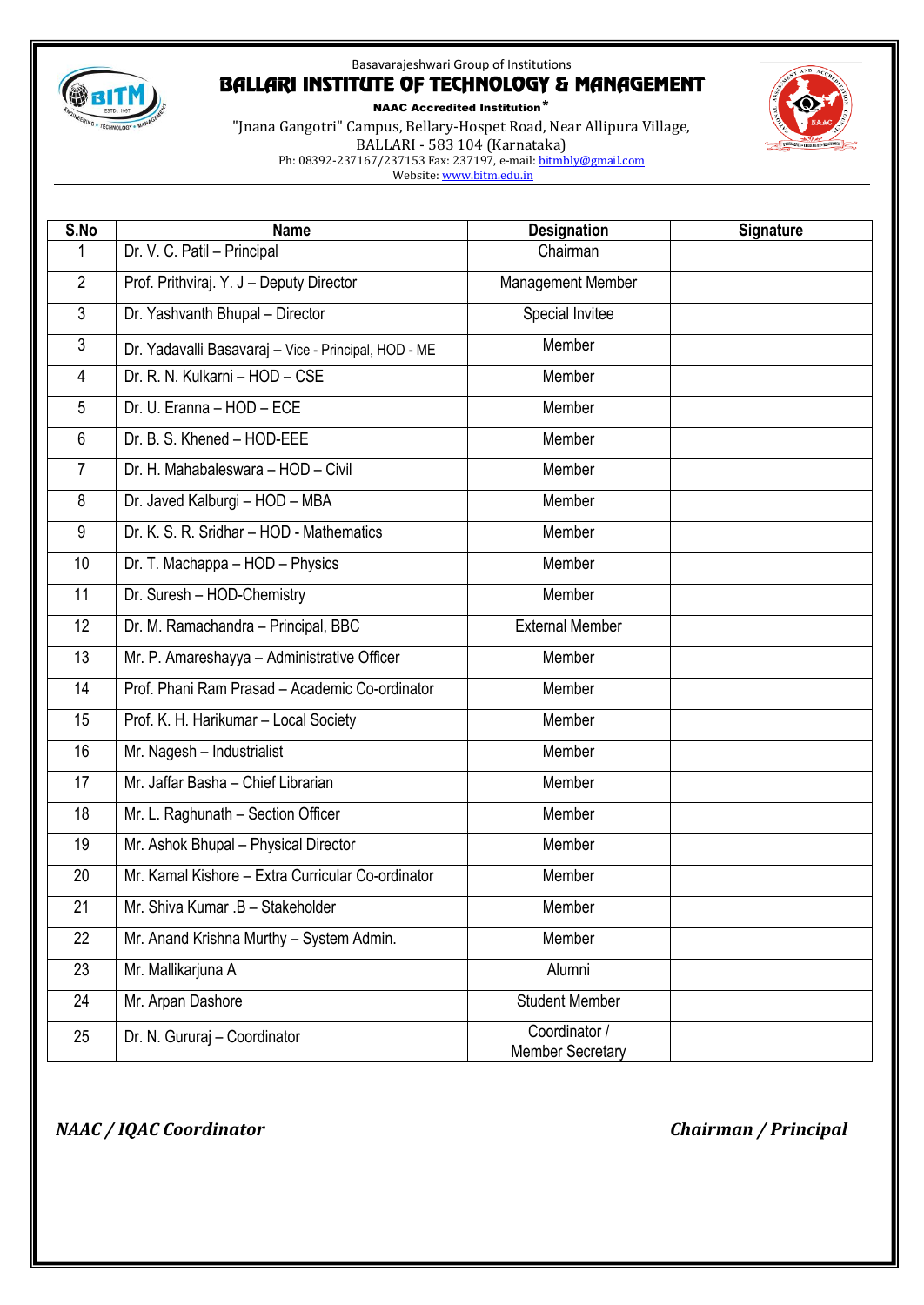Basavarajeshwari Group of Institutions

# BALLARI INSTITUTE OF TECHNOLOGY & MANAGEMENT

**NAAC Accredited Institution***

"Jnana Gangotri" Campus, Bellary-Hospet Road, Near Allipura Village,
BALLARI - 583 104 (Karnataka)
Ph: 08392-237167/237153 Fax: 237197, e-mail: bitmbly@gmail.com
Website: www.bitm.edu.in

| S.No | Name | Designation | Signature |
|---|---|---|---|
| 1 | Dr. V. C. Patil – Principal | Chairman | |
| 2 | Prof. Prithviraj. Y. J – Deputy Director | Management Member | |
| 3 | Dr. Yashvanth Bhupal – Director | Special Invitee | |
| 3 | Dr. Yadavalli Basavaraj – Vice - Principal, HOD - ME | Member | |
| 4 | Dr. R. N. Kulkarni – HOD – CSE | Member | |
| 5 | Dr. U. Eranna – HOD – ECE | Member | |
| 6 | Dr. B. S. Khened – HOD-EEE | Member | |
| 7 | Dr. H. Mahabaleswara – HOD – Civil | Member | |
| 8 | Dr. Javed Kalburgi – HOD – MBA | Member | |
| 9 | Dr. K. S. R. Sridhar – HOD - Mathematics | Member | |
| 10 | Dr. T. Machappa – HOD – Physics | Member | |
| 11 | Dr. Suresh – HOD-Chemistry | Member | |
| 12 | Dr. M. Ramachandra – Principal, BBC | External Member | |
| 13 | Mr. P. Amareshayya – Administrative Officer | Member | |
| 14 | Prof. Phani Ram Prasad – Academic Co-ordinator | Member | |
| 15 | Prof. K. H. Harikumar – Local Society | Member | |
| 16 | Mr. Nagesh – Industrialist | Member | |
| 17 | Mr. Jaffar Basha – Chief Librarian | Member | |
| 18 | Mr. L. Raghunath – Section Officer | Member | |
| 19 | Mr. Ashok Bhupal – Physical Director | Member | |
| 20 | Mr. Kamal Kishore – Extra Curricular Co-ordinator | Member | |
| 21 | Mr. Shiva Kumar .B – Stakeholder | Member | |
| 22 | Mr. Anand Krishna Murthy – System Admin. | Member | |
| 23 | Mr. Mallikarjuna A | Alumni | |
| 24 | Mr. Arpan Dashore | Student Member | |
| 25 | Dr. N. Gururaj – Coordinator | Coordinator / Member Secretary | |

***NAAC / IQAC Coordinator*** ***Chairman / Principal***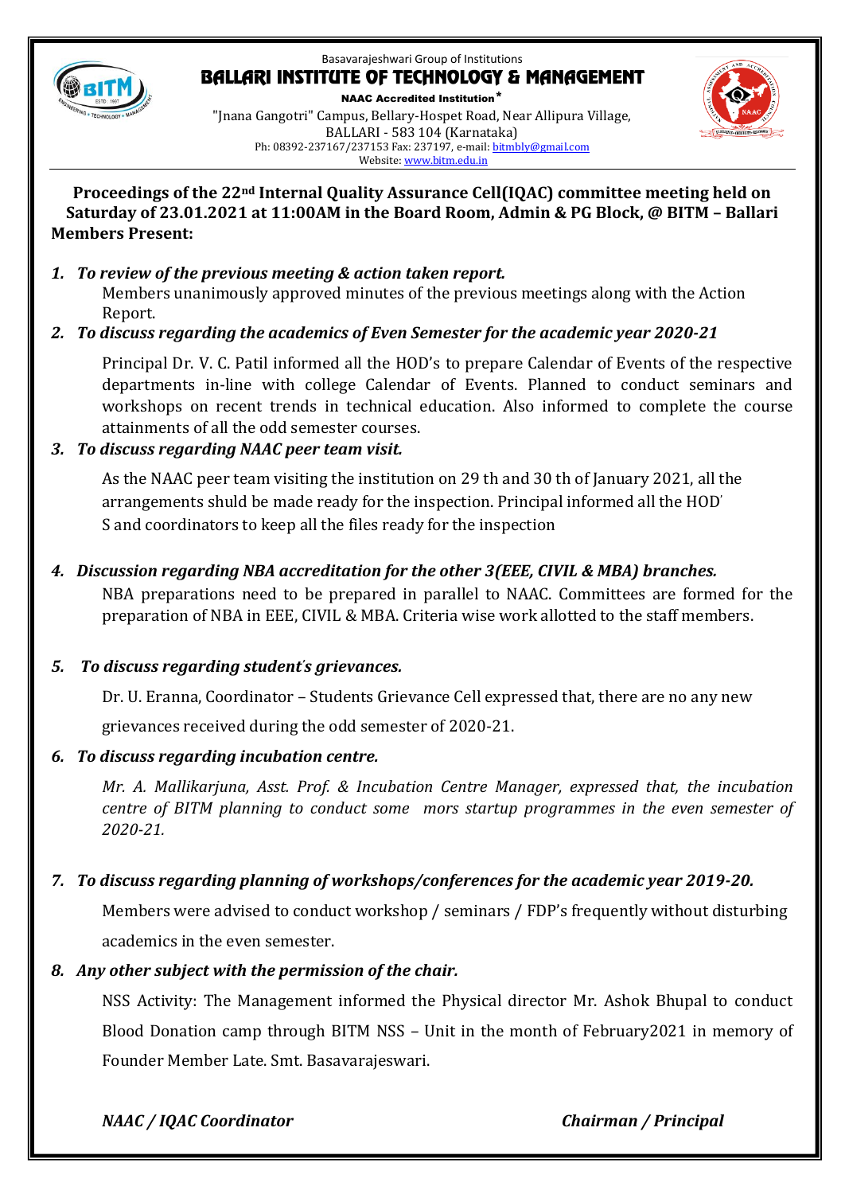Basavarajeshwari Group of Institutions

# BALLARI INSTITUTE OF TECHNOLOGY & MANAGEMENT

**NAAC Accredited Institution***

"Jnana Gangotri" Campus, Bellary-Hospet Road, Near Allipura Village,
BALLARI - 583 104 (Karnataka)
Ph: 08392-237167/237153 Fax: 237197, e-mail: bitmbly@gmail.com
Website: www.bitm.edu.in

**Proceedings of the 22nd Internal Quality Assurance Cell(IQAC) committee meeting held on Saturday of 23.01.2021 at 11:00AM in the Board Room, Admin & PG Block, @ BITM – Ballari**

**Members Present:**

1. ***To review of the previous meeting & action taken report.***

   Members unanimously approved minutes of the previous meetings along with the Action Report.

2. ***To discuss regarding the academics of Even Semester for the academic year 2020-21***

   Principal Dr. V. C. Patil informed all the HOD's to prepare Calendar of Events of the respective departments in-line with college Calendar of Events. Planned to conduct seminars and workshops on recent trends in technical education. Also informed to complete the course attainments of all the odd semester courses.

3. ***To discuss regarding NAAC peer team visit.***

   As the NAAC peer team visiting the institution on 29 th and 30 th of January 2021, all the arrangements shuld be made ready for the inspection. Principal informed all the HOD' S and coordinators to keep all the files ready for the inspection

4. ***Discussion regarding NBA accreditation for the other 3(EEE, CIVIL & MBA) branches.***

   NBA preparations need to be prepared in parallel to NAAC. Committees are formed for the preparation of NBA in EEE, CIVIL & MBA. Criteria wise work allotted to the staff members.

5. ***To discuss regarding student's grievances.***

   Dr. U. Eranna, Coordinator – Students Grievance Cell expressed that, there are no any new grievances received during the odd semester of 2020-21.

6. ***To discuss regarding incubation centre.***

   *Mr. A. Mallikarjuna, Asst. Prof. & Incubation Centre Manager, expressed that, the incubation centre of BITM planning to conduct some mors startup programmes in the even semester of 2020-21.*

7. ***To discuss regarding planning of workshops/conferences for the academic year 2019-20.***

   Members were advised to conduct workshop / seminars / FDP's frequently without disturbing academics in the even semester.

8. ***Any other subject with the permission of the chair.***

   NSS Activity: The Management informed the Physical director Mr. Ashok Bhupal to conduct Blood Donation camp through BITM NSS – Unit in the month of February2021 in memory of Founder Member Late. Smt. Basavarajeswari.

*NAAC / IQAC Coordinator* *Chairman / Principal*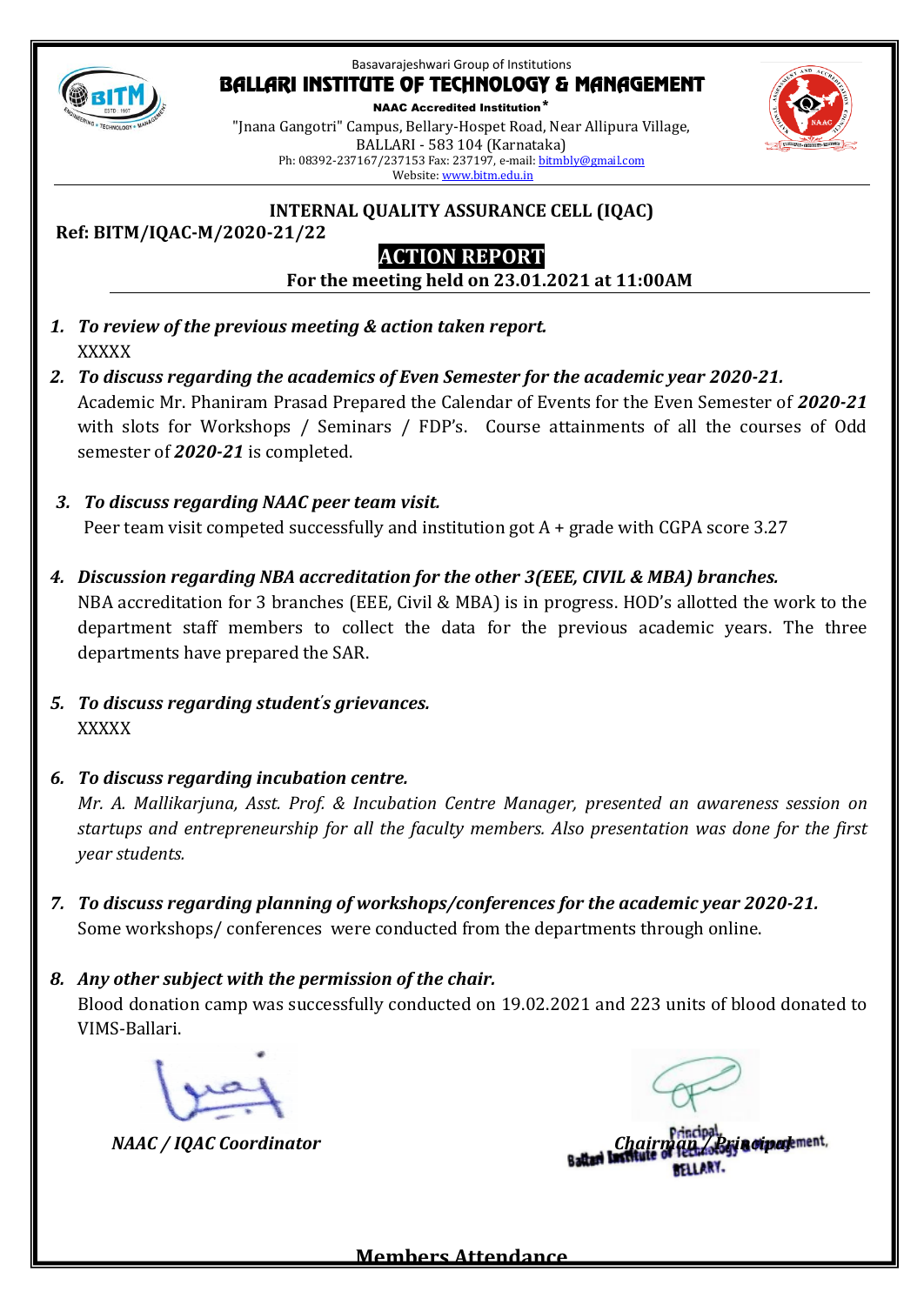Basavarajeshwari Group of Institutions

# BALLARI INSTITUTE OF TECHNOLOGY & MANAGEMENT

**NAAC Accredited Institution***

"Jnana Gangotri" Campus, Bellary-Hospet Road, Near Allipura Village,
BALLARI - 583 104 (Karnataka)
Ph: 08392-237167/237153 Fax: 237197, e-mail: bitmbly@gmail.com
Website: www.bitm.edu.in

**INTERNAL QUALITY ASSURANCE CELL (IQAC)**

**Ref: BITM/IQAC-M/2020-21/22**

## ACTION REPORT

**For the meeting held on 23.01.2021 at 11:00AM**

1. ***To review of the previous meeting & action taken report.***
   XXXXX
2. ***To discuss regarding the academics of Even Semester for the academic year 2020-21.***
   Academic Mr. Phaniram Prasad Prepared the Calendar of Events for the Even Semester of ***2020-21*** with slots for Workshops / Seminars / FDP's. Course attainments of all the courses of Odd semester of ***2020-21*** is completed.
3. ***To discuss regarding NAAC peer team visit.***
   Peer team visit competed successfully and institution got A + grade with CGPA score 3.27
4. ***Discussion regarding NBA accreditation for the other 3(EEE, CIVIL & MBA) branches.***
   NBA accreditation for 3 branches (EEE, Civil & MBA) is in progress. HOD's allotted the work to the department staff members to collect the data for the previous academic years. The three departments have prepared the SAR.
5. ***To discuss regarding student's grievances.***
   XXXXX
6. ***To discuss regarding incubation centre.***
   *Mr. A. Mallikarjuna, Asst. Prof. & Incubation Centre Manager, presented an awareness session on startups and entrepreneurship for all the faculty members. Also presentation was done for the first year students.*
7. ***To discuss regarding planning of workshops/conferences for the academic year 2020-21.***
   Some workshops/ conferences were conducted from the departments through online.
8. ***Any other subject with the permission of the chair.***
   Blood donation camp was successfully conducted on 19.02.2021 and 223 units of blood donated to VIMS-Ballari.

*NAAC / IQAC Coordinator*

*Chairman / Principal*

Principal, Ballari Institute of Technology & Management, BELLARY.

**Members Attendance**